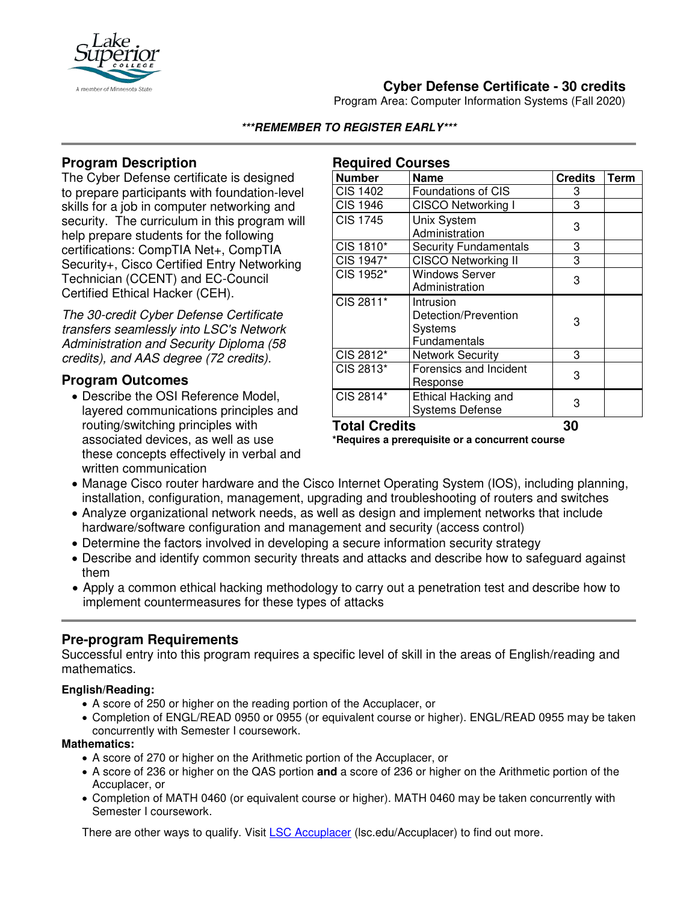# Cyber Defense Certificate - 30 credits

Program Area: Computer Information Systems (Fall 2020)

***REMEMBER TO REGISTER EARLY***

## Program Description

The Cyber Defense certificate is designed to prepare participants with foundation-level skills for a job in computer networking and security. The curriculum in this program will help prepare students for the following certifications: CompTIA Net+, CompTIA Security+, Cisco Certified Entry Networking Technician (CCENT) and EC-Council Certified Ethical Hacker (CEH).

*The 30-credit Cyber Defense Certificate transfers seamlessly into LSC's Network Administration and Security Diploma (58 credits), and AAS degree (72 credits).*

## Required Courses

| Number | Name | Credits | Term |
|---|---|---|---|
| CIS 1402 | Foundations of CIS | 3 | |
| CIS 1946 | CISCO Networking I | 3 | |
| CIS 1745 | Unix System Administration | 3 | |
| CIS 1810* | Security Fundamentals | 3 | |
| CIS 1947* | CISCO Networking II | 3 | |
| CIS 1952* | Windows Server Administration | 3 | |
| CIS 2811* | Intrusion Detection/Prevention Systems Fundamentals | 3 | |
| CIS 2812* | Network Security | 3 | |
| CIS 2813* | Forensics and Incident Response | 3 | |
| CIS 2814* | Ethical Hacking and Systems Defense | 3 | |
| **Total Credits** | | **30** | |

**\*Requires a prerequisite or a concurrent course**

## Program Outcomes

- Describe the OSI Reference Model, layered communications principles and routing/switching principles with associated devices, as well as use these concepts effectively in verbal and written communication
- Manage Cisco router hardware and the Cisco Internet Operating System (IOS), including planning, installation, configuration, management, upgrading and troubleshooting of routers and switches
- Analyze organizational network needs, as well as design and implement networks that include hardware/software configuration and management and security (access control)
- Determine the factors involved in developing a secure information security strategy
- Describe and identify common security threats and attacks and describe how to safeguard against them
- Apply a common ethical hacking methodology to carry out a penetration test and describe how to implement countermeasures for these types of attacks

## Pre-program Requirements

Successful entry into this program requires a specific level of skill in the areas of English/reading and mathematics.

**English/Reading:**

- A score of 250 or higher on the reading portion of the Accuplacer, or
- Completion of ENGL/READ 0950 or 0955 (or equivalent course or higher). ENGL/READ 0955 may be taken concurrently with Semester I coursework.

**Mathematics:**

- A score of 270 or higher on the Arithmetic portion of the Accuplacer, or
- A score of 236 or higher on the QAS portion **and** a score of 236 or higher on the Arithmetic portion of the Accuplacer, or
- Completion of MATH 0460 (or equivalent course or higher). MATH 0460 may be taken concurrently with Semester I coursework.

There are other ways to qualify. Visit [LSC Accuplacer](lsc.edu/Accuplacer) (lsc.edu/Accuplacer) to find out more.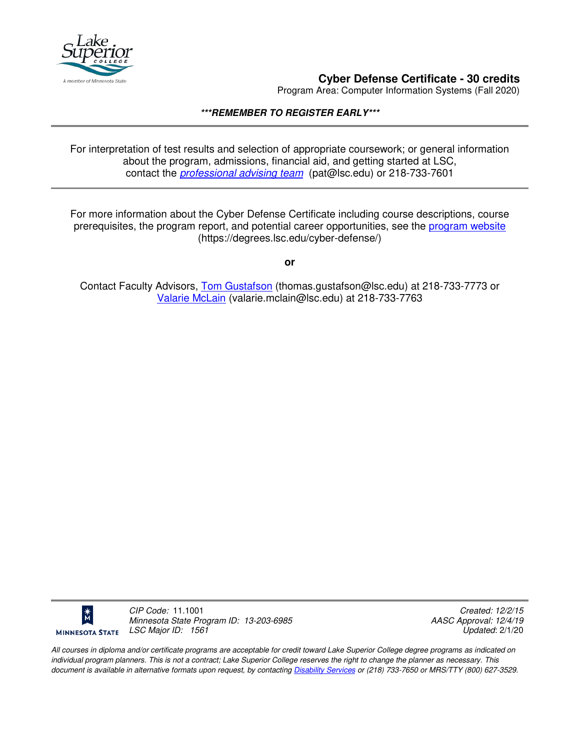**Cyber Defense Certificate - 30 credits**

Program Area: Computer Information Systems (Fall 2020)

***REMEMBER TO REGISTER EARLY***

---

For interpretation of test results and selection of appropriate coursework; or general information about the program, admissions, financial aid, and getting started at LSC, contact the *professional advising team* (pat@lsc.edu) or 218-733-7601

---

For more information about the Cyber Defense Certificate including course descriptions, course prerequisites, the program report, and potential career opportunities, see the program website (https://degrees.lsc.edu/cyber-defense/)

**or**

Contact Faculty Advisors, Tom Gustafson (thomas.gustafson@lsc.edu) at 218-733-7773 or Valarie McLain (valarie.mclain@lsc.edu) at 218-733-7763

---

*CIP Code:* 11.1001
*Minnesota State Program ID: 13-203-6985*
*LSC Major ID: 1561*

*Created: 12/2/15*
*AASC Approval: 12/4/19*
*Updated*: 2/1/20

*All courses in diploma and/or certificate programs are acceptable for credit toward Lake Superior College degree programs as indicated on individual program planners. This is not a contract; Lake Superior College reserves the right to change the planner as necessary. This document is available in alternative formats upon request, by contacting Disability Services or (218) 733-7650 or MRS/TTY (800) 627-3529.*